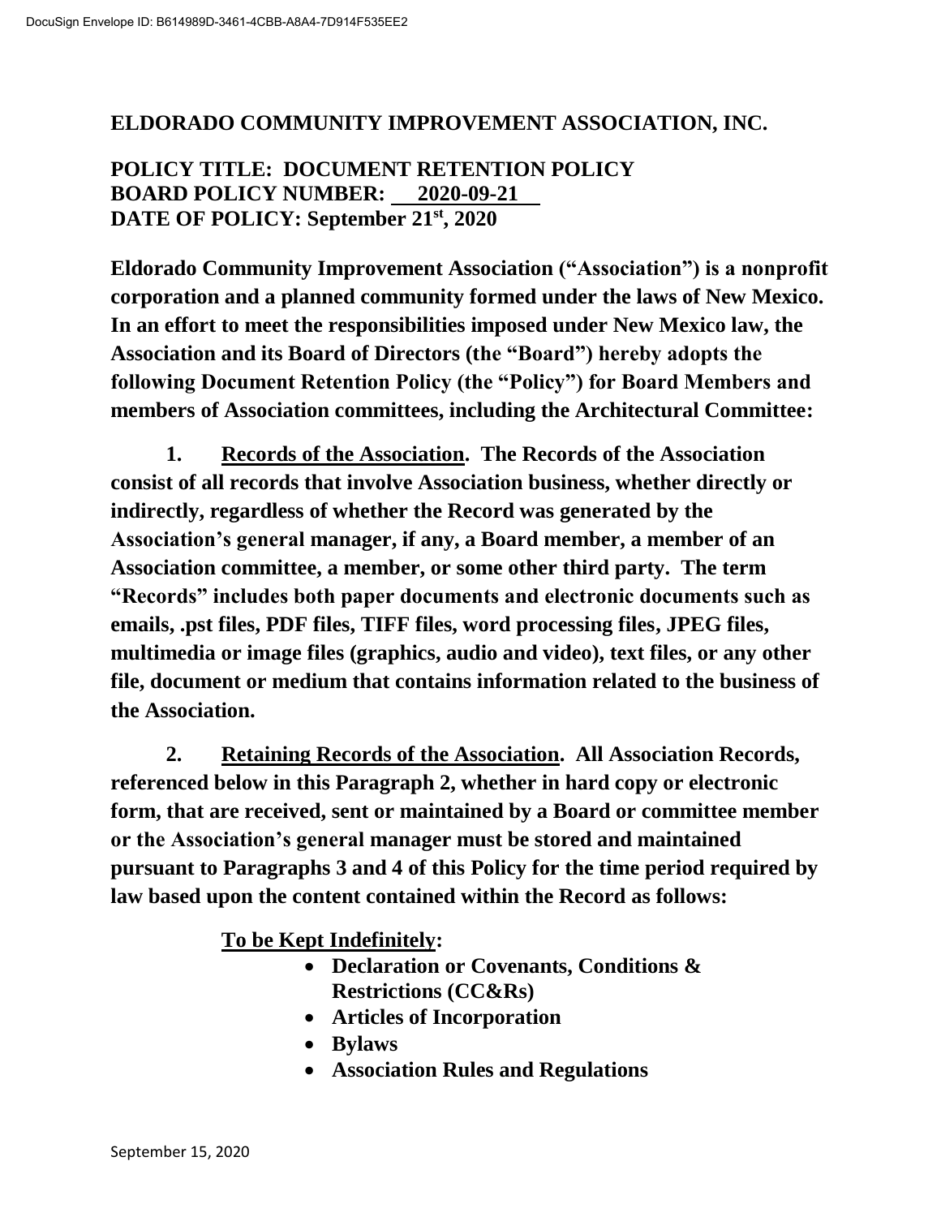# ELDORADO COMMUNITY IMPROVEMENT ASSOCIATION, INC.

**POLICY TITLE: DOCUMENT RETENTION POLICY**
**BOARD POLICY NUMBER: 2020-09-21**
**DATE OF POLICY: September 21st, 2020**

**Eldorado Community Improvement Association ("Association") is a nonprofit corporation and a planned community formed under the laws of New Mexico. In an effort to meet the responsibilities imposed under New Mexico law, the Association and its Board of Directors (the "Board") hereby adopts the following Document Retention Policy (the "Policy") for Board Members and members of Association committees, including the Architectural Committee:**

**1. Records of the Association. The Records of the Association consist of all records that involve Association business, whether directly or indirectly, regardless of whether the Record was generated by the Association's general manager, if any, a Board member, a member of an Association committee, a member, or some other third party. The term "Records" includes both paper documents and electronic documents such as emails, .pst files, PDF files, TIFF files, word processing files, JPEG files, multimedia or image files (graphics, audio and video), text files, or any other file, document or medium that contains information related to the business of the Association.**

**2. Retaining Records of the Association. All Association Records, referenced below in this Paragraph 2, whether in hard copy or electronic form, that are received, sent or maintained by a Board or committee member or the Association's general manager must be stored and maintained pursuant to Paragraphs 3 and 4 of this Policy for the time period required by law based upon the content contained within the Record as follows:**

**To be Kept Indefinitely:**

- **Declaration or Covenants, Conditions & Restrictions (CC&Rs)**
- **Articles of Incorporation**
- **Bylaws**
- **Association Rules and Regulations**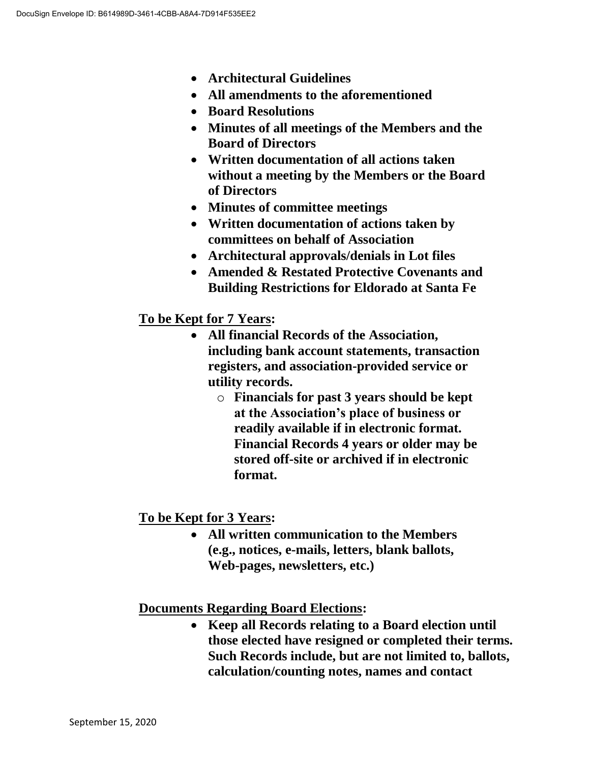- **Architectural Guidelines**
- **All amendments to the aforementioned**
- **Board Resolutions**
- **Minutes of all meetings of the Members and the Board of Directors**
- **Written documentation of all actions taken without a meeting by the Members or the Board of Directors**
- **Minutes of committee meetings**
- **Written documentation of actions taken by committees on behalf of Association**
- **Architectural approvals/denials in Lot files**
- **Amended & Restated Protective Covenants and Building Restrictions for Eldorado at Santa Fe**

**To be Kept for 7 Years:**

- **All financial Records of the Association, including bank account statements, transaction registers, and association-provided service or utility records.**
  - **Financials for past 3 years should be kept at the Association's place of business or readily available if in electronic format. Financial Records 4 years or older may be stored off-site or archived if in electronic format.**

**To be Kept for 3 Years:**

- **All written communication to the Members (e.g., notices, e-mails, letters, blank ballots, Web-pages, newsletters, etc.)**

**Documents Regarding Board Elections:**

- **Keep all Records relating to a Board election until those elected have resigned or completed their terms. Such Records include, but are not limited to, ballots, calculation/counting notes, names and contact**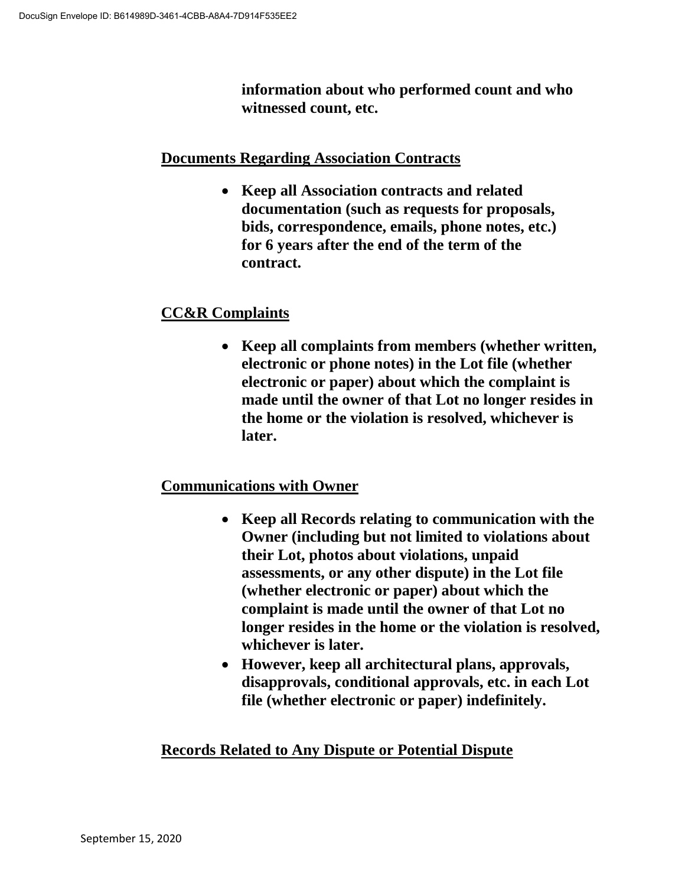**information about who performed count and who witnessed count, etc.**

**Documents Regarding Association Contracts**

- **Keep all Association contracts and related documentation (such as requests for proposals, bids, correspondence, emails, phone notes, etc.) for 6 years after the end of the term of the contract.**

**CC&R Complaints**

- **Keep all complaints from members (whether written, electronic or phone notes) in the Lot file (whether electronic or paper) about which the complaint is made until the owner of that Lot no longer resides in the home or the violation is resolved, whichever is later.**

**Communications with Owner**

- **Keep all Records relating to communication with the Owner (including but not limited to violations about their Lot, photos about violations, unpaid assessments, or any other dispute) in the Lot file (whether electronic or paper) about which the complaint is made until the owner of that Lot no longer resides in the home or the violation is resolved, whichever is later.**
- **However, keep all architectural plans, approvals, disapprovals, conditional approvals, etc. in each Lot file (whether electronic or paper) indefinitely.**

**Records Related to Any Dispute or Potential Dispute**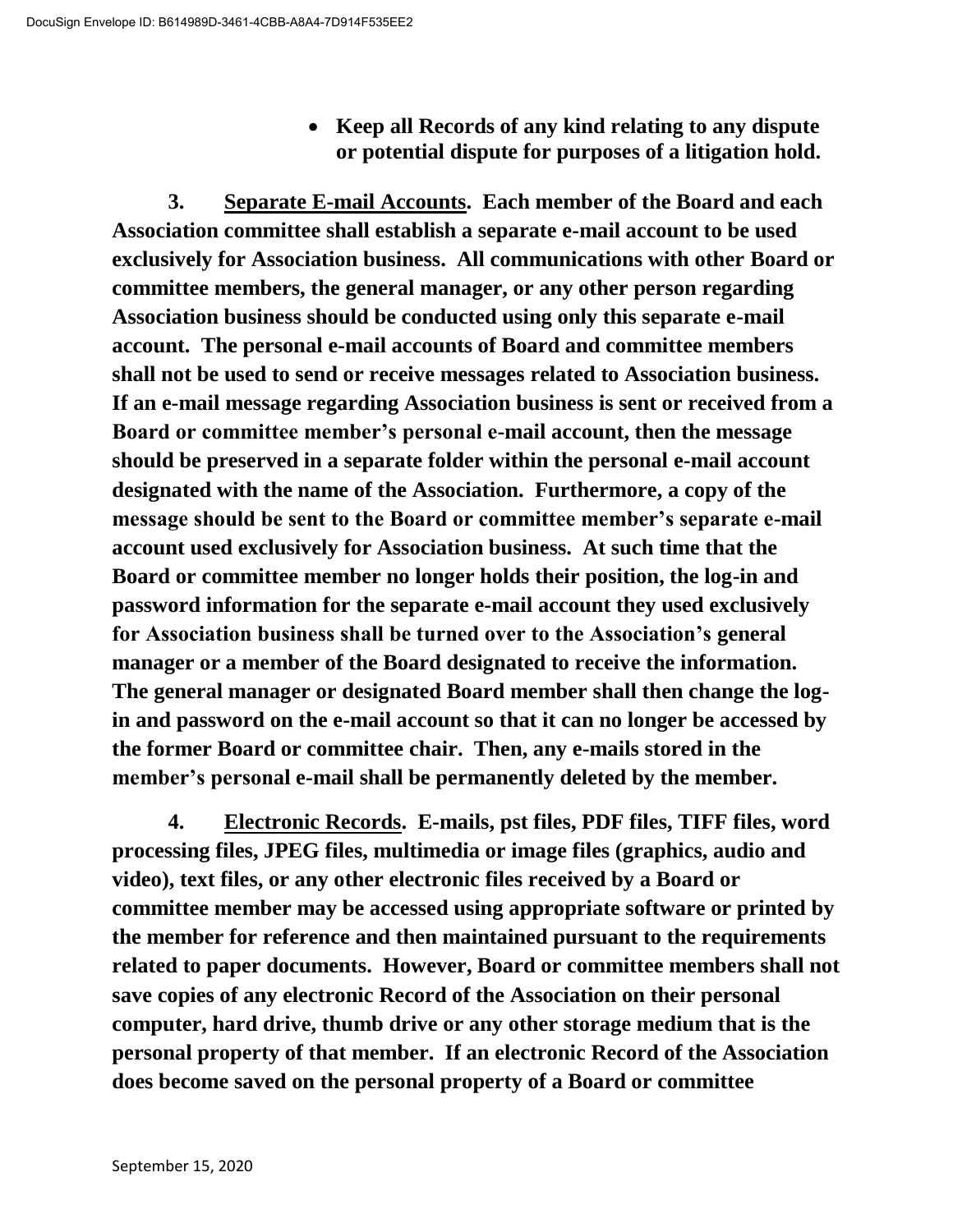- **Keep all Records of any kind relating to any dispute or potential dispute for purposes of a litigation hold.**

**3. <u>Separate E-mail Accounts</u>. Each member of the Board and each Association committee shall establish a separate e-mail account to be used exclusively for Association business. All communications with other Board or committee members, the general manager, or any other person regarding Association business should be conducted using only this separate e-mail account. The personal e-mail accounts of Board and committee members shall not be used to send or receive messages related to Association business. If an e-mail message regarding Association business is sent or received from a Board or committee member's personal e-mail account, then the message should be preserved in a separate folder within the personal e-mail account designated with the name of the Association. Furthermore, a copy of the message should be sent to the Board or committee member's separate e-mail account used exclusively for Association business. At such time that the Board or committee member no longer holds their position, the log-in and password information for the separate e-mail account they used exclusively for Association business shall be turned over to the Association's general manager or a member of the Board designated to receive the information. The general manager or designated Board member shall then change the log-in and password on the e-mail account so that it can no longer be accessed by the former Board or committee chair. Then, any e-mails stored in the member's personal e-mail shall be permanently deleted by the member.**

**4. <u>Electronic Records</u>. E-mails, pst files, PDF files, TIFF files, word processing files, JPEG files, multimedia or image files (graphics, audio and video), text files, or any other electronic files received by a Board or committee member may be accessed using appropriate software or printed by the member for reference and then maintained pursuant to the requirements related to paper documents. However, Board or committee members shall not save copies of any electronic Record of the Association on their personal computer, hard drive, thumb drive or any other storage medium that is the personal property of that member. If an electronic Record of the Association does become saved on the personal property of a Board or committee**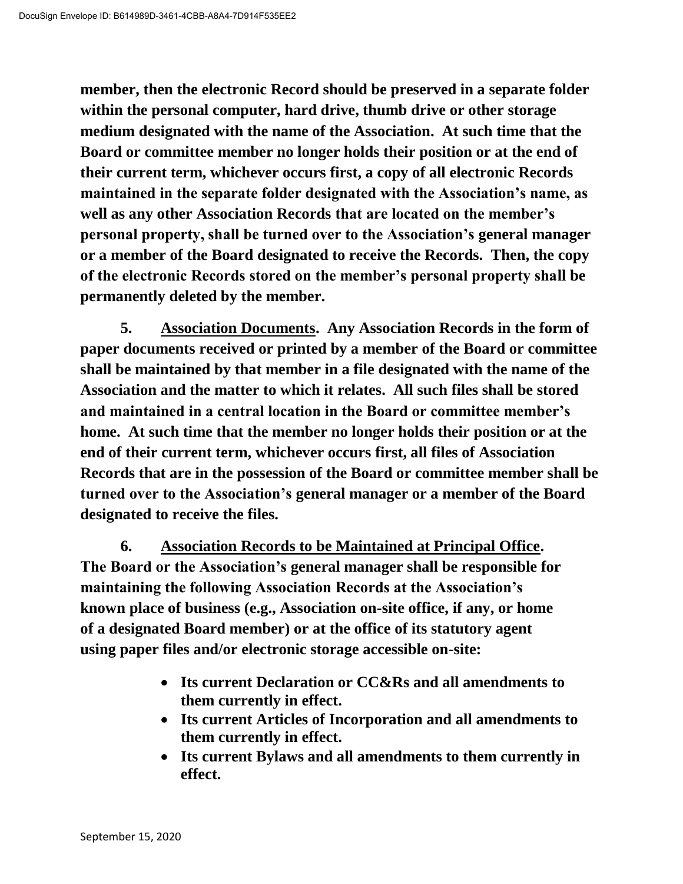**member, then the electronic Record should be preserved in a separate folder within the personal computer, hard drive, thumb drive or other storage medium designated with the name of the Association. At such time that the Board or committee member no longer holds their position or at the end of their current term, whichever occurs first, a copy of all electronic Records maintained in the separate folder designated with the Association's name, as well as any other Association Records that are located on the member's personal property, shall be turned over to the Association's general manager or a member of the Board designated to receive the Records. Then, the copy of the electronic Records stored on the member's personal property shall be permanently deleted by the member.**

**5. <u>Association Documents</u>. Any Association Records in the form of paper documents received or printed by a member of the Board or committee shall be maintained by that member in a file designated with the name of the Association and the matter to which it relates. All such files shall be stored and maintained in a central location in the Board or committee member's home. At such time that the member no longer holds their position or at the end of their current term, whichever occurs first, all files of Association Records that are in the possession of the Board or committee member shall be turned over to the Association's general manager or a member of the Board designated to receive the files.**

**6. <u>Association Records to be Maintained at Principal Office</u>. The Board or the Association's general manager shall be responsible for maintaining the following Association Records at the Association's known place of business (e.g., Association on-site office, if any, or home of a designated Board member) or at the office of its statutory agent using paper files and/or electronic storage accessible on-site:**

- **Its current Declaration or CC&Rs and all amendments to them currently in effect.**
- **Its current Articles of Incorporation and all amendments to them currently in effect.**
- **Its current Bylaws and all amendments to them currently in effect.**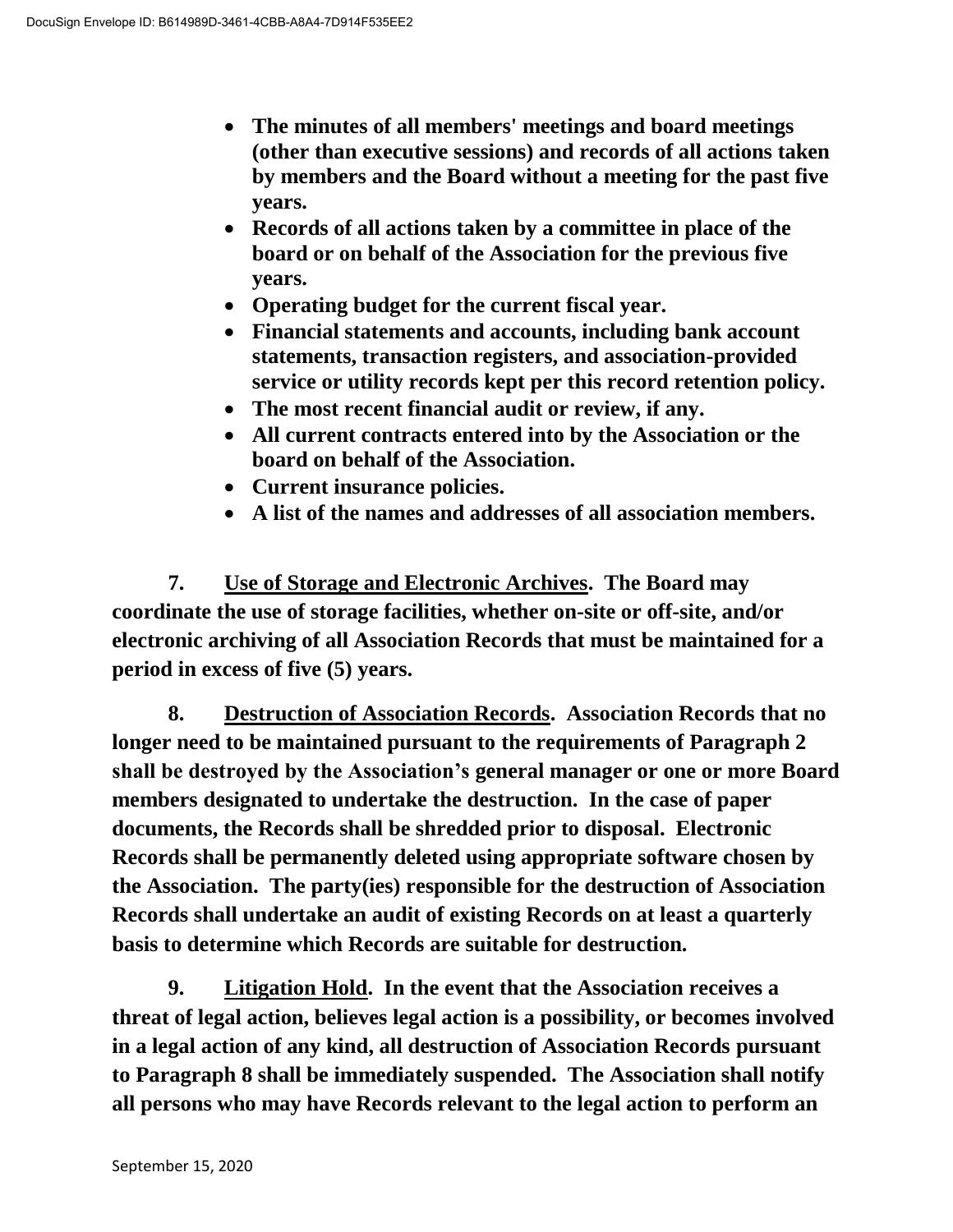- **The minutes of all members' meetings and board meetings (other than executive sessions) and records of all actions taken by members and the Board without a meeting for the past five years.**
- **Records of all actions taken by a committee in place of the board or on behalf of the Association for the previous five years.**
- **Operating budget for the current fiscal year.**
- **Financial statements and accounts, including bank account statements, transaction registers, and association-provided service or utility records kept per this record retention policy.**
- **The most recent financial audit or review, if any.**
- **All current contracts entered into by the Association or the board on behalf of the Association.**
- **Current insurance policies.**
- **A list of the names and addresses of all association members.**

**7. <u>Use of Storage and Electronic Archives</u>. The Board may coordinate the use of storage facilities, whether on-site or off-site, and/or electronic archiving of all Association Records that must be maintained for a period in excess of five (5) years.**

**8. <u>Destruction of Association Records</u>. Association Records that no longer need to be maintained pursuant to the requirements of Paragraph 2 shall be destroyed by the Association's general manager or one or more Board members designated to undertake the destruction. In the case of paper documents, the Records shall be shredded prior to disposal. Electronic Records shall be permanently deleted using appropriate software chosen by the Association. The party(ies) responsible for the destruction of Association Records shall undertake an audit of existing Records on at least a quarterly basis to determine which Records are suitable for destruction.**

**9. <u>Litigation Hold</u>. In the event that the Association receives a threat of legal action, believes legal action is a possibility, or becomes involved in a legal action of any kind, all destruction of Association Records pursuant to Paragraph 8 shall be immediately suspended. The Association shall notify all persons who may have Records relevant to the legal action to perform an**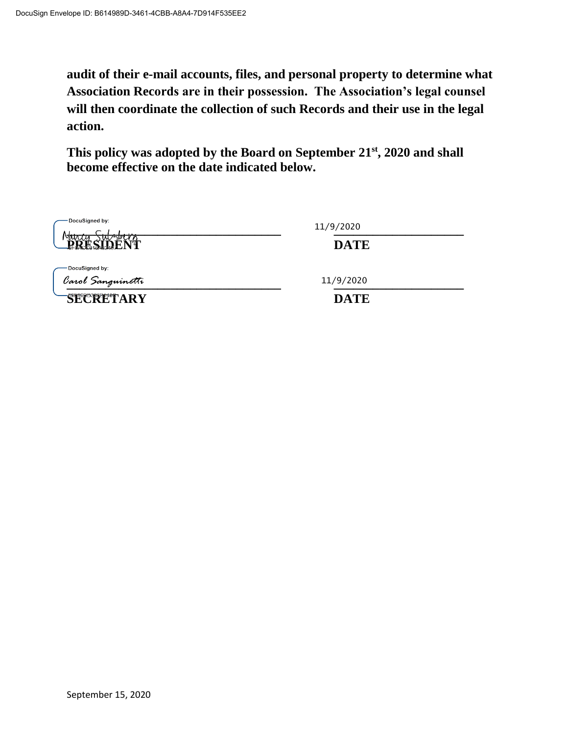**audit of their e-mail accounts, files, and personal property to determine what Association Records are in their possession. The Association's legal counsel will then coordinate the collection of such Records and their use in the legal action.**

**This policy was adopted by the Board on September 21st, 2020 and shall become effective on the date indicated below.**

DocuSigned by:
Nancy Sulzberg

| | |
|---|---|
| **PRESIDENT** | 11/9/2020 **DATE** |

DocuSigned by:
Carol Sanguinetti

| | |
|---|---|
| **SECRETARY** | 11/9/2020 **DATE** |

September 15, 2020